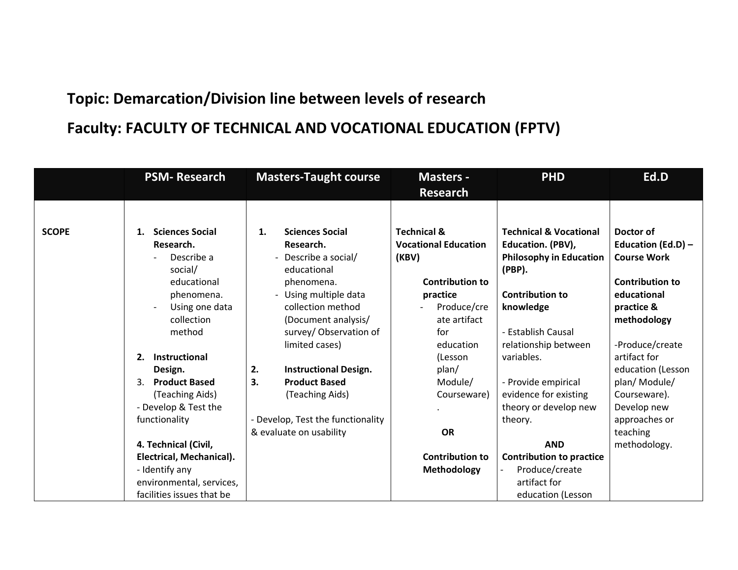## Topic: Demarcation/Division line between levels of research

## Faculty: FACULTY OF TECHNICAL AND VOCATIONAL EDUCATION (FPTV)

| | PSM- Research | Masters-Taught course | Masters - Research | PHD | Ed.D |
|---|---|---|---|---|---|
| SCOPE | 1. **Sciences Social Research.**<br>- Describe a social/ educational phenomena.<br>- Using one data collection method<br><br>2. **Instructional Design.**<br>3. **Product Based** (Teaching Aids)<br>- Develop & Test the functionality<br><br>**4. Technical (Civil, Electrical, Mechanical).**<br>- Identify any environmental, services, facilities issues that be | 1. **Sciences Social Research.**<br>- Describe a social/ educational phenomena.<br>- Using multiple data collection method (Document analysis/ survey/ Observation of limited cases)<br><br>2. **Instructional Design.**<br>3. **Product Based** (Teaching Aids)<br><br>- Develop, Test the functionality & evaluate on usability | **Technical & Vocational Education (KBV)**<br><br>**Contribution to practice**<br>- Produce/create artifact for education (Lesson plan/ Module/ Courseware).<br><br>**OR**<br><br>**Contribution to Methodology** | **Technical & Vocational Education. (PBV), Philosophy in Education (PBP).**<br><br>**Contribution to knowledge**<br><br>- Establish Causal relationship between variables.<br><br>- Provide empirical evidence for existing theory or develop new theory.<br><br>**AND**<br>**Contribution to practice**<br>- Produce/create artifact for education (Lesson | **Doctor of Education (Ed.D) – Course Work**<br><br>**Contribution to educational practice & methodology**<br><br>-Produce/create artifact for education (Lesson plan/ Module/ Courseware). Develop new approaches or teaching methodology. |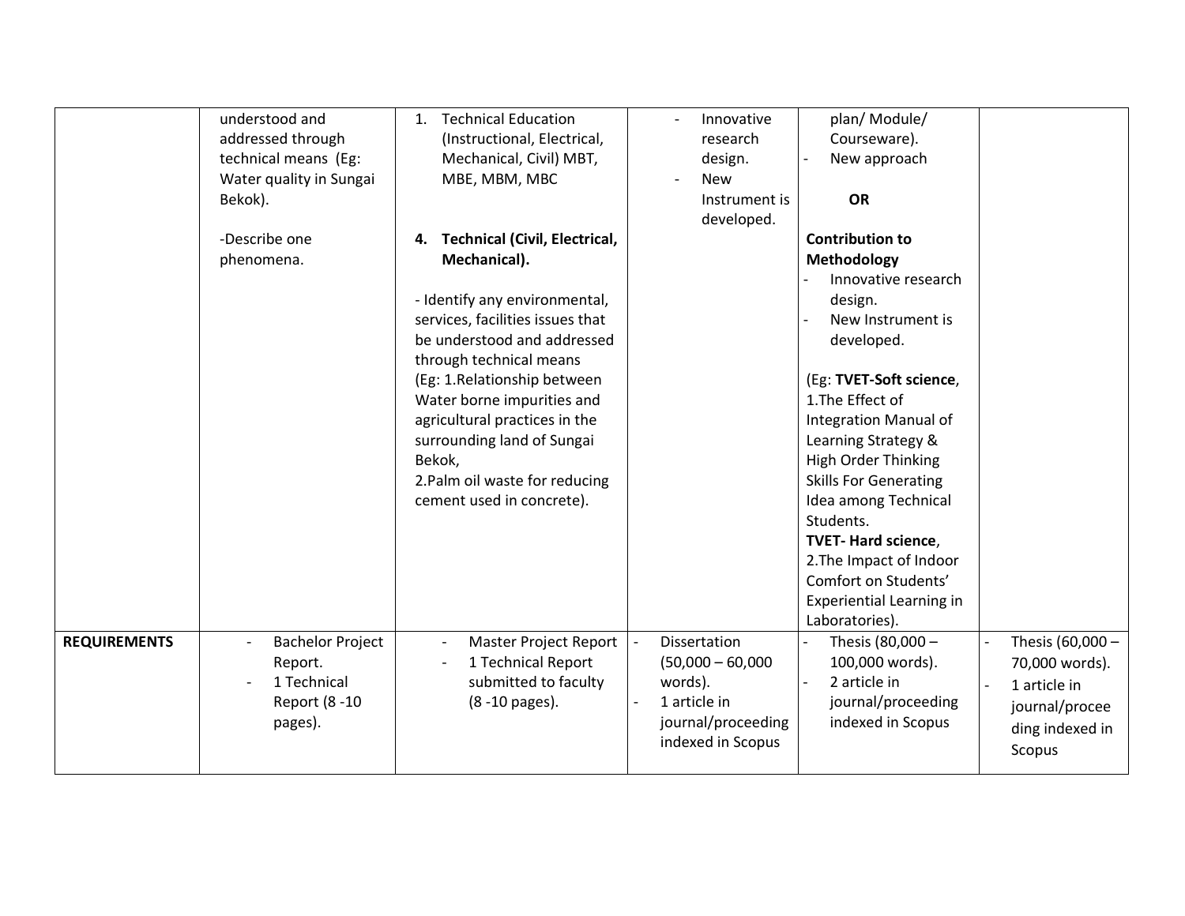| | | | | | |
|---|---|---|---|---|---|
| | understood and addressed through technical means (Eg: Water quality in Sungai Bekok).<br><br>-Describe one phenomena. | 1. Technical Education (Instructional, Electrical, Mechanical, Civil) MBT, MBE, MBM, MBC<br><br>**4. Technical (Civil, Electrical, Mechanical).**<br><br>- Identify any environmental, services, facilities issues that be understood and addressed through technical means (Eg: 1.Relationship between Water borne impurities and agricultural practices in the surrounding land of Sungai Bekok,<br>2.Palm oil waste for reducing cement used in concrete). | - Innovative research design.<br>- New Instrument is developed. | plan/ Module/ Courseware).<br>- New approach<br><br>**OR**<br><br>**Contribution to Methodology**<br>- Innovative research design.<br>- New Instrument is developed.<br><br>(Eg: **TVET-Soft science**, 1.The Effect of Integration Manual of Learning Strategy & High Order Thinking Skills For Generating Idea among Technical Students.<br>**TVET- Hard science**, 2.The Impact of Indoor Comfort on Students' Experiential Learning in Laboratories). | |
| **REQUIREMENTS** | - Bachelor Project Report.<br>- 1 Technical Report (8 -10 pages). | - Master Project Report<br>- 1 Technical Report submitted to faculty (8 -10 pages). | - Dissertation (50,000 – 60,000 words).<br>- 1 article in journal/proceeding indexed in Scopus | - Thesis (80,000 – 100,000 words).<br>- 2 article in journal/proceeding indexed in Scopus | - Thesis (60,000 – 70,000 words).<br>- 1 article in journal/proceeding indexed in Scopus |